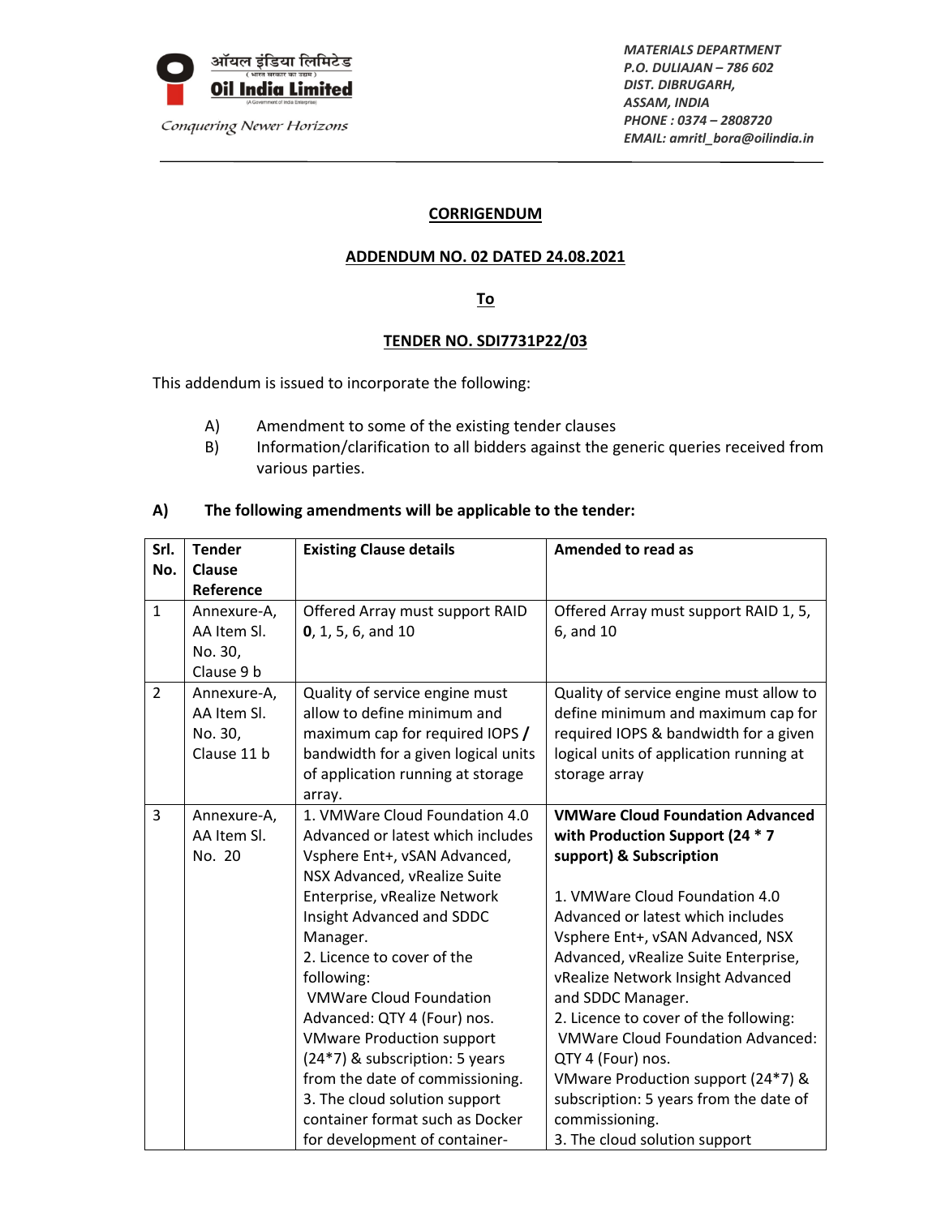ऑयल इंडिया लिमिटेड
( भारत सरकार का उद्यम )
**Oil India Limited**
(A Government of India Enterprise)
*Conquering Newer Horizons*

*MATERIALS DEPARTMENT*
*P.O. DULIAJAN – 786 602*
*DIST. DIBRUGARH,*
*ASSAM, INDIA*
*PHONE : 0374 – 2808720*
*EMAIL: amritl_bora@oilindia.in*

---

**CORRIGENDUM**

**ADDENDUM NO. 02 DATED 24.08.2021**

**To**

**TENDER NO. SDI7731P22/03**

This addendum is issued to incorporate the following:

A) Amendment to some of the existing tender clauses
B) Information/clarification to all bidders against the generic queries received from various parties.

**A) The following amendments will be applicable to the tender:**

| Srl. No. | Tender Clause Reference | Existing Clause details | Amended to read as |
|---|---|---|---|
| 1 | Annexure-A, AA Item Sl. No. 30, Clause 9 b | Offered Array must support RAID **0**, 1, 5, 6, and 10 | Offered Array must support RAID 1, 5, 6, and 10 |
| 2 | Annexure-A, AA Item Sl. No. 30, Clause 11 b | Quality of service engine must allow to define minimum and maximum cap for required IOPS **/** bandwidth for a given logical units of application running at storage array. | Quality of service engine must allow to define minimum and maximum cap for required IOPS & bandwidth for a given logical units of application running at storage array |
| 3 | Annexure-A, AA Item Sl. No. 20 | 1. VMWare Cloud Foundation 4.0 Advanced or latest which includes Vsphere Ent+, vSAN Advanced, NSX Advanced, vRealize Suite Enterprise, vRealize Network Insight Advanced and SDDC Manager.<br>2. Licence to cover of the following:<br>VMWare Cloud Foundation Advanced: QTY 4 (Four) nos.<br>VMware Production support (24*7) & subscription: 5 years from the date of commissioning.<br>3. The cloud solution support container format such as Docker for development of container- | **VMWare Cloud Foundation Advanced with Production Support (24 * 7 support) & Subscription**<br><br>1. VMWare Cloud Foundation 4.0 Advanced or latest which includes Vsphere Ent+, vSAN Advanced, NSX Advanced, vRealize Suite Enterprise, vRealize Network Insight Advanced and SDDC Manager.<br>2. Licence to cover of the following:<br>VMWare Cloud Foundation Advanced: QTY 4 (Four) nos.<br>VMware Production support (24*7) & subscription: 5 years from the date of commissioning.<br>3. The cloud solution support |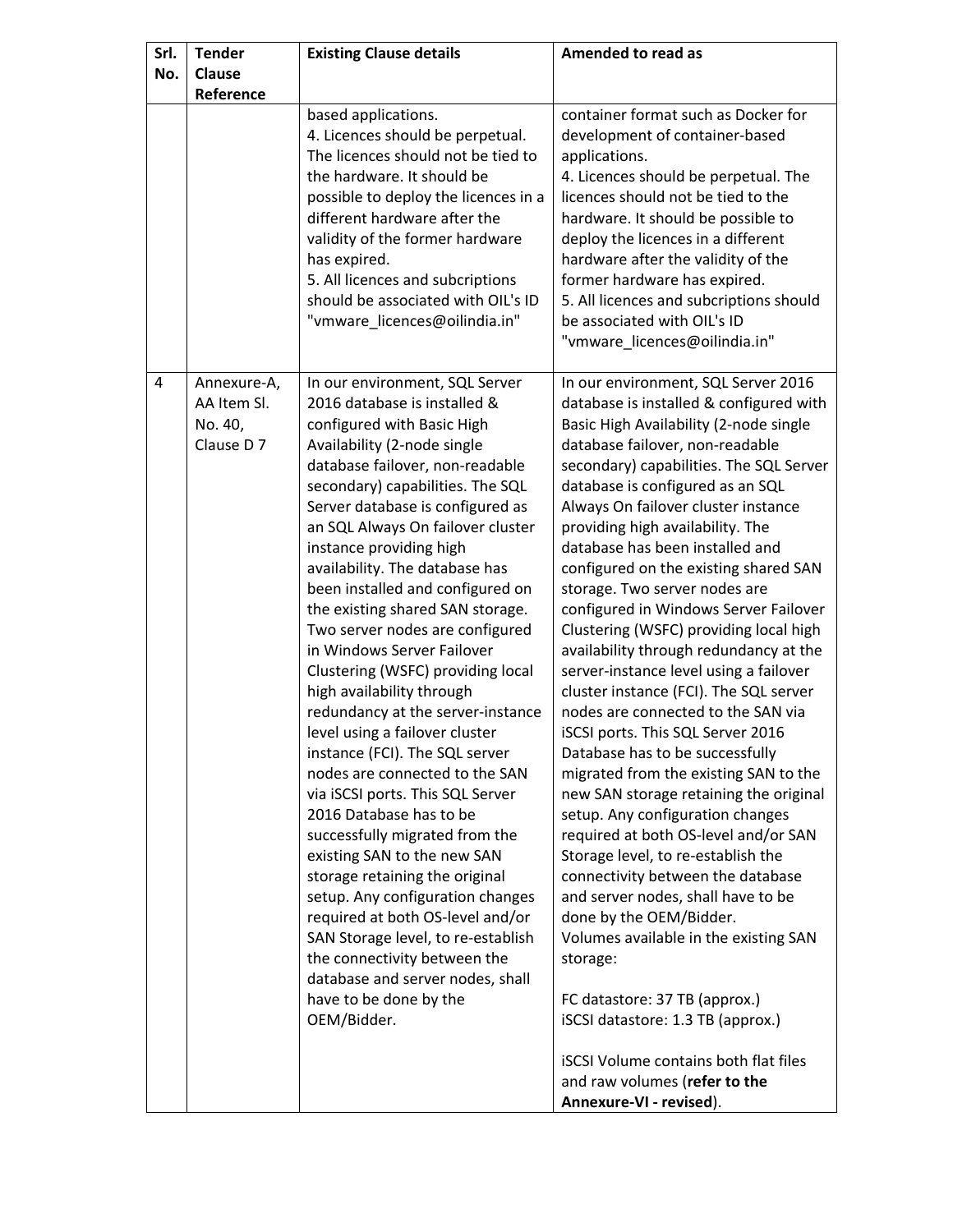| Srl. No. | Tender Clause Reference | Existing Clause details | Amended to read as |
|---|---|---|---|
| | | based applications.<br>4. Licences should be perpetual. The licences should not be tied to the hardware. It should be possible to deploy the licences in a different hardware after the validity of the former hardware has expired.<br>5. All licences and subcriptions should be associated with OIL's ID "vmware_licences@oilindia.in" | container format such as Docker for development of container-based applications.<br>4. Licences should be perpetual. The licences should not be tied to the hardware. It should be possible to deploy the licences in a different hardware after the validity of the former hardware has expired.<br>5. All licences and subcriptions should be associated with OIL's ID "vmware_licences@oilindia.in" |
| 4 | Annexure-A, AA Item Sl. No. 40, Clause D 7 | In our environment, SQL Server 2016 database is installed & configured with Basic High Availability (2-node single database failover, non-readable secondary) capabilities. The SQL Server database is configured as an SQL Always On failover cluster instance providing high availability. The database has been installed and configured on the existing shared SAN storage. Two server nodes are configured in Windows Server Failover Clustering (WSFC) providing local high availability through redundancy at the server-instance level using a failover cluster instance (FCI). The SQL server nodes are connected to the SAN via iSCSI ports. This SQL Server 2016 Database has to be successfully migrated from the existing SAN to the new SAN storage retaining the original setup. Any configuration changes required at both OS-level and/or SAN Storage level, to re-establish the connectivity between the database and server nodes, shall have to be done by the OEM/Bidder. | In our environment, SQL Server 2016 database is installed & configured with Basic High Availability (2-node single database failover, non-readable secondary) capabilities. The SQL Server database is configured as an SQL Always On failover cluster instance providing high availability. The database has been installed and configured on the existing shared SAN storage. Two server nodes are configured in Windows Server Failover Clustering (WSFC) providing local high availability through redundancy at the server-instance level using a failover cluster instance (FCI). The SQL server nodes are connected to the SAN via iSCSI ports. This SQL Server 2016 Database has to be successfully migrated from the existing SAN to the new SAN storage retaining the original setup. Any configuration changes required at both OS-level and/or SAN Storage level, to re-establish the connectivity between the database and server nodes, shall have to be done by the OEM/Bidder.<br>Volumes available in the existing SAN storage:<br><br>FC datastore: 37 TB (approx.)<br>iSCSI datastore: 1.3 TB (approx.)<br><br>iSCSI Volume contains both flat files and raw volumes (**refer to the Annexure-VI - revised**). |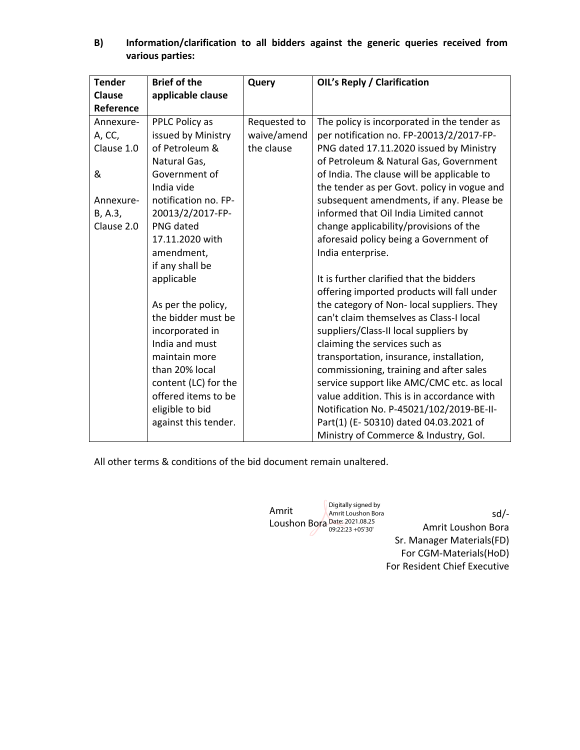**B) Information/clarification to all bidders against the generic queries received from various parties:**

| Tender Clause Reference | Brief of the applicable clause | Query | OIL's Reply / Clarification |
|---|---|---|---|
| Annexure-A, CC, Clause 1.0<br><br>&<br><br>Annexure-B, A.3, Clause 2.0 | PPLC Policy as issued by Ministry of Petroleum & Natural Gas, Government of India vide notification no. FP-20013/2/2017-FP-PNG dated 17.11.2020 with amendment, if any shall be applicable<br><br>As per the policy, the bidder must be incorporated in India and must maintain more than 20% local content (LC) for the offered items to be eligible to bid against this tender. | Requested to waive/amend the clause | The policy is incorporated in the tender as per notification no. FP-20013/2/2017-FP-PNG dated 17.11.2020 issued by Ministry of Petroleum & Natural Gas, Government of India. The clause will be applicable to the tender as per Govt. policy in vogue and subsequent amendments, if any. Please be informed that Oil India Limited cannot change applicability/provisions of the aforesaid policy being a Government of India enterprise.<br><br>It is further clarified that the bidders offering imported products will fall under the category of Non- local suppliers. They can't claim themselves as Class-I local suppliers/Class-II local suppliers by claiming the services such as transportation, insurance, installation, commissioning, training and after sales service support like AMC/CMC etc. as local value addition. This is in accordance with Notification No. P-45021/102/2019-BE-II-Part(1) (E- 50310) dated 04.03.2021 of Ministry of Commerce & Industry, GoI. |

All other terms & conditions of the bid document remain unaltered.

Amrit Loushon Bora — Digitally signed by Amrit Loushon Bora Date: 2021.08.25 09:22:23 +05'30'

sd/-
Amrit Loushon Bora
Sr. Manager Materials(FD)
For CGM-Materials(HoD)
For Resident Chief Executive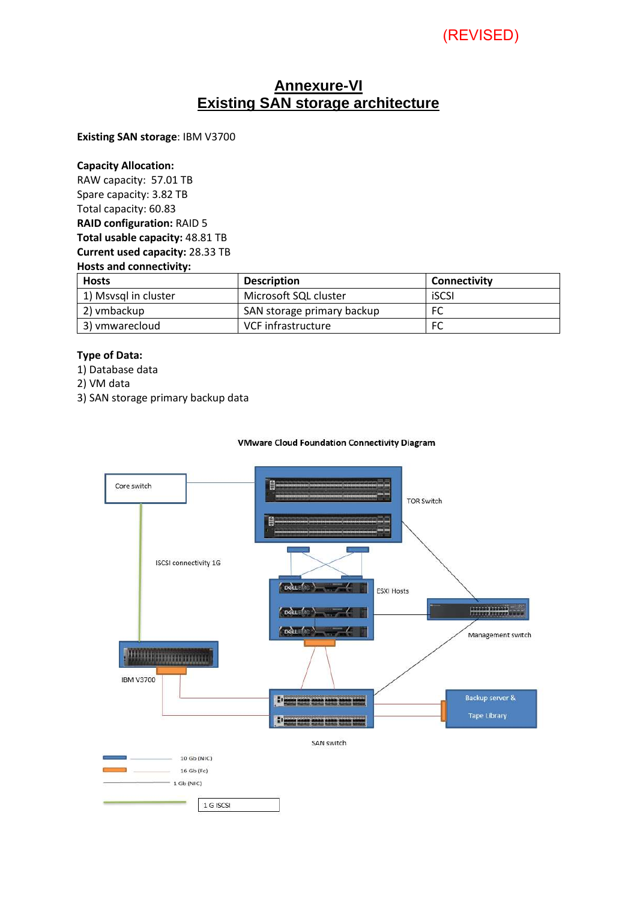(REVISED)

# Annexure-VI
# Existing SAN storage architecture

**Existing SAN storage**: IBM V3700

**Capacity Allocation:**
RAW capacity: 57.01 TB
Spare capacity: 3.82 TB
Total capacity: 60.83
**RAID configuration:** RAID 5
**Total usable capacity:** 48.81 TB
**Current used capacity:** 28.33 TB
**Hosts and connectivity:**

| Hosts | Description | Connectivity |
|---|---|---|
| 1) Msvsql in cluster | Microsoft SQL cluster | iSCSI |
| 2) vmbackup | SAN storage primary backup | FC |
| 3) vmwarecloud | VCF infrastructure | FC |

**Type of Data:**
1) Database data
2) VM data
3) SAN storage primary backup data

VMware Cloud Foundation Connectivity Diagram

Core switch
TOR Switch
ISCSI connectivity 1G
ESXI Hosts
Management switch
IBM V3700
Backup server & Tape Library
SAN switch

10 Gb (NIC)
16 Gb (Fc)
1 Gb (NIC)
1 G ISCSI